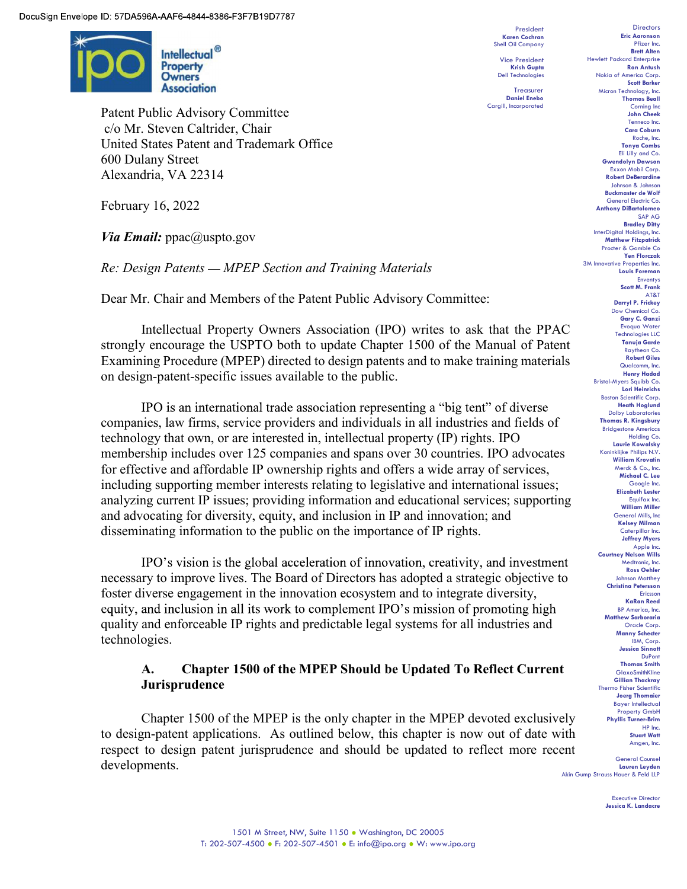DocuSign Envelope ID: 57DA596A-AAF6-4844-8386-F3F7B19D7787

Intellectual® Property Owners Association

President
**Karen Cochran**
Shell Oil Company

Vice President
**Krish Gupta**
Dell Technologies

Treasurer
**Daniel Enebo**
Cargill, Incorporated

Directors
**Eric Aaronson**, Pfizer Inc.
**Brett Alten**, Hewlett Packard Enterprise
**Ron Antush**, Nokia of America Corp.
**Scott Barker**, Micron Technology, Inc.
**Thomas Beall**, Corning Inc
**John Cheek**, Tenneco Inc.
**Cara Coburn**, Roche, Inc.
**Tonya Combs**, Eli Lilly and Co.
**Gwendolyn Dawson**, Exxon Mobil Corp.
**Robert DeBerardine**, Johnson & Johnson
**Buckmaster de Wolf**, General Electric Co.
**Anthony DiBartolomeo**, SAP AG
**Bradley Ditty**, InterDigital Holdings, Inc.
**Matthew Fitzpatrick**, Procter & Gamble Co
**Yen Florczak**, 3M Innovative Properties Inc.
**Louis Foreman**, Enventys
**Scott M. Frank**, AT&T
**Darryl P. Frickey**, Dow Chemical Co.
**Gary C. Ganzi**, Evoqua Water Technologies LLC
**Tanuja Garde**, Raytheon Co.
**Robert Giles**, Qualcomm, Inc.
**Henry Hadad**, Bristol-Myers Squibb Co.
**Lori Heinrichs**, Boston Scientific Corp.
**Heath Hoglund**, Dolby Laboratories
**Thomas R. Kingsbury**, Bridgestone Americas Holding Co.
**Laurie Kowalsky**, Koninklijke Philips N.V.
**William Krovatin**, Merck & Co., Inc.
**Michael C. Lee**, Google Inc.
**Elizabeth Lester**, Equifax Inc.
**William Miller**, General Mills, Inc
**Kelsey Milman**, Caterpillar Inc.
**Jeffrey Myers**, Apple Inc.
**Courtney Nelson Wills**, Medtronic, Inc.
**Ross Oehler**, Johnson Matthey
**Christina Petersson**, Ericsson
**KaRan Reed**, BP America, Inc.
**Matthew Sarboraria**, Oracle Corp.
**Manny Schecter**, IBM, Corp.
**Jessica Sinnott**, DuPont
**Thomas Smith**, GlaxoSmithKline
**Gillian Thackray**, Thermo Fisher Scientific
**Joerg Thomaier**, Bayer Intellectual Property GmbH
**Phyllis Turner-Brim**, HP Inc.
**Stuart Watt**, Amgen, Inc.

General Counsel
**Lauren Leyden**
Akin Gump Strauss Hauer & Feld LLP

Executive Director
**Jessica K. Landacre**

Patent Public Advisory Committee
c/o Mr. Steven Caltrider, Chair
United States Patent and Trademark Office
600 Dulany Street
Alexandria, VA 22314

February 16, 2022

***Via Email:*** ppac@uspto.gov

*Re: Design Patents — MPEP Section and Training Materials*

Dear Mr. Chair and Members of the Patent Public Advisory Committee:

Intellectual Property Owners Association (IPO) writes to ask that the PPAC strongly encourage the USPTO both to update Chapter 1500 of the Manual of Patent Examining Procedure (MPEP) directed to design patents and to make training materials on design-patent-specific issues available to the public.

IPO is an international trade association representing a "big tent" of diverse companies, law firms, service providers and individuals in all industries and fields of technology that own, or are interested in, intellectual property (IP) rights. IPO membership includes over 125 companies and spans over 30 countries. IPO advocates for effective and affordable IP ownership rights and offers a wide array of services, including supporting member interests relating to legislative and international issues; analyzing current IP issues; providing information and educational services; supporting and advocating for diversity, equity, and inclusion in IP and innovation; and disseminating information to the public on the importance of IP rights.

IPO's vision is the global acceleration of innovation, creativity, and investment necessary to improve lives. The Board of Directors has adopted a strategic objective to foster diverse engagement in the innovation ecosystem and to integrate diversity, equity, and inclusion in all its work to complement IPO's mission of promoting high quality and enforceable IP rights and predictable legal systems for all industries and technologies.

## A. Chapter 1500 of the MPEP Should be Updated To Reflect Current Jurisprudence

Chapter 1500 of the MPEP is the only chapter in the MPEP devoted exclusively to design-patent applications. As outlined below, this chapter is now out of date with respect to design patent jurisprudence and should be updated to reflect more recent developments.

1501 M Street, NW, Suite 1150 ● Washington, DC 20005
T: 202-507-4500 ● F: 202-507-4501 ● E: info@ipo.org ● W: www.ipo.org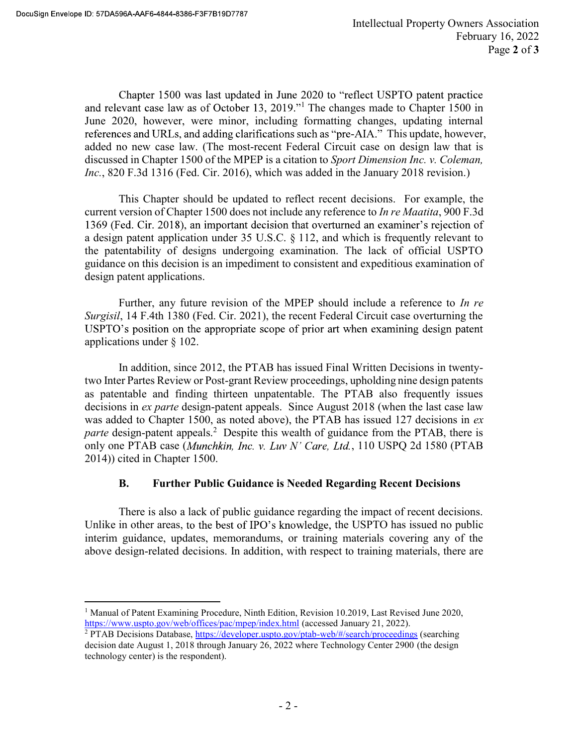Chapter 1500 was last updated in June 2020 to "reflect USPTO patent practice and relevant case law as of October 13, 2019."[1] The changes made to Chapter 1500 in June 2020, however, were minor, including formatting changes, updating internal references and URLs, and adding clarifications such as "pre-AIA." This update, however, added no new case law. (The most-recent Federal Circuit case on design law that is discussed in Chapter 1500 of the MPEP is a citation to *Sport Dimension Inc. v. Coleman, Inc.*, 820 F.3d 1316 (Fed. Cir. 2016), which was added in the January 2018 revision.)

This Chapter should be updated to reflect recent decisions. For example, the current version of Chapter 1500 does not include any reference to *In re Maatita*, 900 F.3d 1369 (Fed. Cir. 2018), an important decision that overturned an examiner's rejection of a design patent application under 35 U.S.C. § 112, and which is frequently relevant to the patentability of designs undergoing examination. The lack of official USPTO guidance on this decision is an impediment to consistent and expeditious examination of design patent applications.

Further, any future revision of the MPEP should include a reference to *In re Surgisil*, 14 F.4th 1380 (Fed. Cir. 2021), the recent Federal Circuit case overturning the USPTO's position on the appropriate scope of prior art when examining design patent applications under § 102.

In addition, since 2012, the PTAB has issued Final Written Decisions in twenty-two Inter Partes Review or Post-grant Review proceedings, upholding nine design patents as patentable and finding thirteen unpatentable. The PTAB also frequently issues decisions in *ex parte* design-patent appeals. Since August 2018 (when the last case law was added to Chapter 1500, as noted above), the PTAB has issued 127 decisions in *ex parte* design-patent appeals.[2] Despite this wealth of guidance from the PTAB, there is only one PTAB case (*Munchkin, Inc. v. Luv N' Care, Ltd.*, 110 USPQ 2d 1580 (PTAB 2014)) cited in Chapter 1500.

### B. Further Public Guidance is Needed Regarding Recent Decisions

There is also a lack of public guidance regarding the impact of recent decisions. Unlike in other areas, to the best of IPO's knowledge, the USPTO has issued no public interim guidance, updates, memorandums, or training materials covering any of the above design-related decisions. In addition, with respect to training materials, there are

---

[1] Manual of Patent Examining Procedure, Ninth Edition, Revision 10.2019, Last Revised June 2020, https://www.uspto.gov/web/offices/pac/mpep/index.html (accessed January 21, 2022).

[2] PTAB Decisions Database, https://developer.uspto.gov/ptab-web/#/search/proceedings (searching decision date August 1, 2018 through January 26, 2022 where Technology Center 2900 (the design technology center) is the respondent).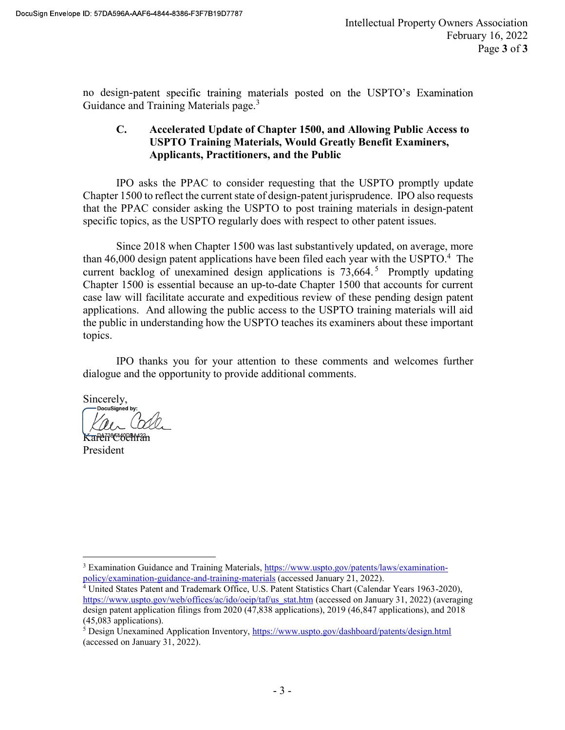no design-patent specific training materials posted on the USPTO's Examination Guidance and Training Materials page.[3]

### C. Accelerated Update of Chapter 1500, and Allowing Public Access to USPTO Training Materials, Would Greatly Benefit Examiners, Applicants, Practitioners, and the Public

IPO asks the PPAC to consider requesting that the USPTO promptly update Chapter 1500 to reflect the current state of design-patent jurisprudence. IPO also requests that the PPAC consider asking the USPTO to post training materials in design-patent specific topics, as the USPTO regularly does with respect to other patent issues.

Since 2018 when Chapter 1500 was last substantively updated, on average, more than 46,000 design patent applications have been filed each year with the USPTO.[4] The current backlog of unexamined design applications is 73,664.[5] Promptly updating Chapter 1500 is essential because an up-to-date Chapter 1500 that accounts for current case law will facilitate accurate and expeditious review of these pending design patent applications. And allowing the public access to the USPTO training materials will aid the public in understanding how the USPTO teaches its examiners about these important topics.

IPO thanks you for your attention to these comments and welcomes further dialogue and the opportunity to provide additional comments.

Sincerely,

DocuSigned by:

Karen Cochran
President

---

[3] Examination Guidance and Training Materials, https://www.uspto.gov/patents/laws/examination-policy/examination-guidance-and-training-materials (accessed January 21, 2022).

[4] United States Patent and Trademark Office, U.S. Patent Statistics Chart (Calendar Years 1963-2020), https://www.uspto.gov/web/offices/ac/ido/oeip/taf/us_stat.htm (accessed on January 31, 2022) (averaging design patent application filings from 2020 (47,838 applications), 2019 (46,847 applications), and 2018 (45,083 applications).

[5] Design Unexamined Application Inventory, https://www.uspto.gov/dashboard/patents/design.html (accessed on January 31, 2022).